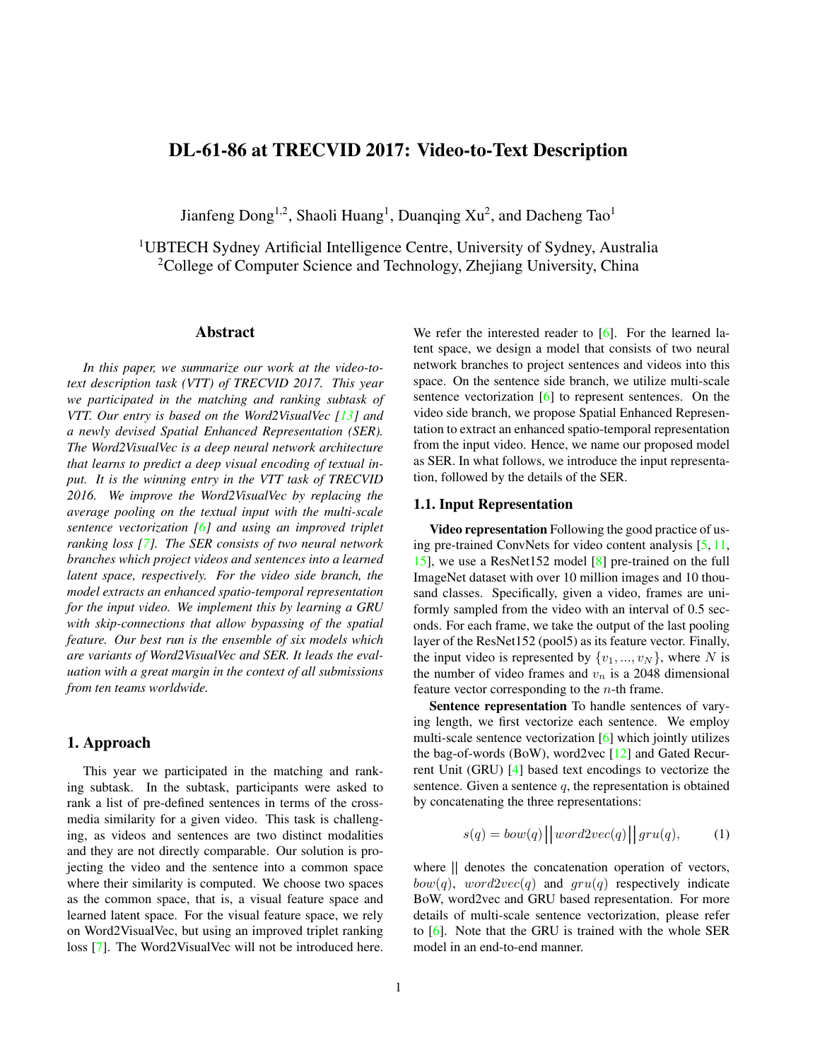# DL-61-86 at TRECVID 2017: Video-to-Text Description

Jianfeng Dong[1,2], Shaoli Huang[1], Duanqing Xu[2], and Dacheng Tao[1]

[1]UBTECH Sydney Artificial Intelligence Centre, University of Sydney, Australia
[2]College of Computer Science and Technology, Zhejiang University, China

## Abstract

*In this paper, we summarize our work at the video-to-text description task (VTT) of TRECVID 2017. This year we participated in the matching and ranking subtask of VTT. Our entry is based on the Word2VisualVec [13] and a newly devised Spatial Enhanced Representation (SER). The Word2VisualVec is a deep neural network architecture that learns to predict a deep visual encoding of textual input. It is the winning entry in the VTT task of TRECVID 2016. We improve the Word2VisualVec by replacing the average pooling on the textual input with the multi-scale sentence vectorization [6] and using an improved triplet ranking loss [7]. The SER consists of two neural network branches which project videos and sentences into a learned latent space, respectively. For the video side branch, the model extracts an enhanced spatio-temporal representation for the input video. We implement this by learning a GRU with skip-connections that allow bypassing of the spatial feature. Our best run is the ensemble of six models which are variants of Word2VisualVec and SER. It leads the evaluation with a great margin in the context of all submissions from ten teams worldwide.*

## 1. Approach

This year we participated in the matching and ranking subtask. In the subtask, participants were asked to rank a list of pre-defined sentences in terms of the cross-media similarity for a given video. This task is challenging, as videos and sentences are two distinct modalities and they are not directly comparable. Our solution is projecting the video and the sentence into a common space where their similarity is computed. We choose two spaces as the common space, that is, a visual feature space and learned latent space. For the visual feature space, we rely on Word2VisualVec, but using an improved triplet ranking loss [7]. The Word2VisualVec will not be introduced here. We refer the interested reader to [6]. For the learned latent space, we design a model that consists of two neural network branches to project sentences and videos into this space. On the sentence side branch, we utilize multi-scale sentence vectorization [6] to represent sentences. On the video side branch, we propose Spatial Enhanced Representation to extract an enhanced spatio-temporal representation from the input video. Hence, we name our proposed model as SER. In what follows, we introduce the input representation, followed by the details of the SER.

### 1.1. Input Representation

**Video representation** Following the good practice of using pre-trained ConvNets for video content analysis [5, 11, 15], we use a ResNet152 model [8] pre-trained on the full ImageNet dataset with over 10 million images and 10 thousand classes. Specifically, given a video, frames are uniformly sampled from the video with an interval of 0.5 seconds. For each frame, we take the output of the last pooling layer of the ResNet152 (pool5) as its feature vector. Finally, the input video is represented by $\{v_1, ..., v_N\}$, where $N$ is the number of video frames and $v_n$ is a 2048 dimensional feature vector corresponding to the $n$-th frame.

**Sentence representation** To handle sentences of varying length, we first vectorize each sentence. We employ multi-scale sentence vectorization [6] which jointly utilizes the bag-of-words (BoW), word2vec [12] and Gated Recurrent Unit (GRU) [4] based text encodings to vectorize the sentence. Given a sentence $q$, the representation is obtained by concatenating the three representations:

$$s(q) = bow(q) \,\big|\big|\, word2vec(q) \,\big|\big|\, gru(q), \tag{1}$$

where || denotes the concatenation operation of vectors, $bow(q)$, $word2vec(q)$ and $gru(q)$ respectively indicate BoW, word2vec and GRU based representation. For more details of multi-scale sentence vectorization, please refer to [6]. Note that the GRU is trained with the whole SER model in an end-to-end manner.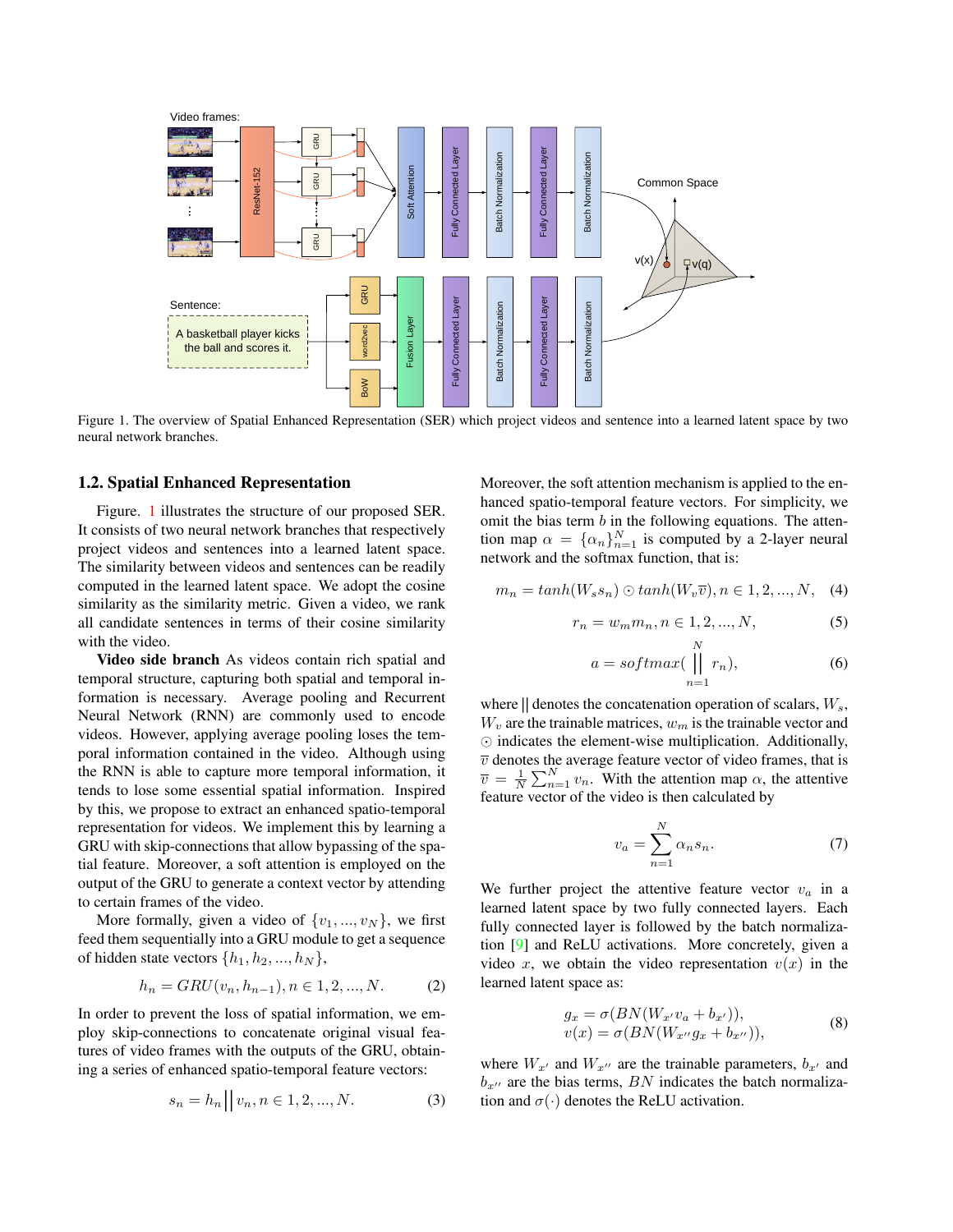Figure 1. The overview of Spatial Enhanced Representation (SER) which project videos and sentence into a learned latent space by two neural network branches.

## 1.2. Spatial Enhanced Representation

Figure. 1 illustrates the structure of our proposed SER. It consists of two neural network branches that respectively project videos and sentences into a learned latent space. The similarity between videos and sentences can be readily computed in the learned latent space. We adopt the cosine similarity as the similarity metric. Given a video, we rank all candidate sentences in terms of their cosine similarity with the video.

**Video side branch** As videos contain rich spatial and temporal structure, capturing both spatial and temporal information is necessary. Average pooling and Recurrent Neural Network (RNN) are commonly used to encode videos. However, applying average pooling loses the temporal information contained in the video. Although using the RNN is able to capture more temporal information, it tends to lose some essential spatial information. Inspired by this, we propose to extract an enhanced spatio-temporal representation for videos. We implement this by learning a GRU with skip-connections that allow bypassing of the spatial feature. Moreover, a soft attention is employed on the output of the GRU to generate a context vector by attending to certain frames of the video.

More formally, given a video of $\{v_1, ..., v_N\}$, we first feed them sequentially into a GRU module to get a sequence of hidden state vectors $\{h_1, h_2, ..., h_N\}$,

$$h_n = GRU(v_n, h_{n-1}), n \in 1, 2, ..., N. \quad (2)$$

In order to prevent the loss of spatial information, we employ skip-connections to concatenate original visual features of video frames with the outputs of the GRU, obtaining a series of enhanced spatio-temporal feature vectors:

$$s_n = h_n \Big|\Big| v_n, n \in 1, 2, ..., N. \quad (3)$$

Moreover, the soft attention mechanism is applied to the enhanced spatio-temporal feature vectors. For simplicity, we omit the bias term $b$ in the following equations. The attention map $\alpha = \{\alpha_n\}_{n=1}^{N}$ is computed by a 2-layer neural network and the softmax function, that is:

$$m_n = tanh(W_s s_n) \odot tanh(W_v \overline{v}), n \in 1, 2, ..., N, \quad (4)$$

$$r_n = w_m m_n, n \in 1, 2, ..., N, \quad (5)$$

$$a = softmax(\big|\big|_{n=1}^{N} r_n), \quad (6)$$

where $||$ denotes the concatenation operation of scalars, $W_s$, $W_v$ are the trainable matrices, $w_m$ is the trainable vector and $\odot$ indicates the element-wise multiplication. Additionally, $\overline{v}$ denotes the average feature vector of video frames, that is $\overline{v} = \frac{1}{N}\sum_{n=1}^{N} v_n$. With the attention map $\alpha$, the attentive feature vector of the video is then calculated by

$$v_a = \sum_{n=1}^{N} \alpha_n s_n. \quad (7)$$

We further project the attentive feature vector $v_a$ in a learned latent space by two fully connected layers. Each fully connected layer is followed by the batch normalization [9] and ReLU activations. More concretely, given a video $x$, we obtain the video representation $v(x)$ in the learned latent space as:

$$\begin{aligned} g_x &= \sigma(BN(W_{x'} v_a + b_{x'})), \\ v(x) &= \sigma(BN(W_{x''} g_x + b_{x''})), \end{aligned} \quad (8)$$

where $W_{x'}$ and $W_{x''}$ are the trainable parameters, $b_{x'}$ and $b_{x''}$ are the bias terms, $BN$ indicates the batch normalization and $\sigma(\cdot)$ denotes the ReLU activation.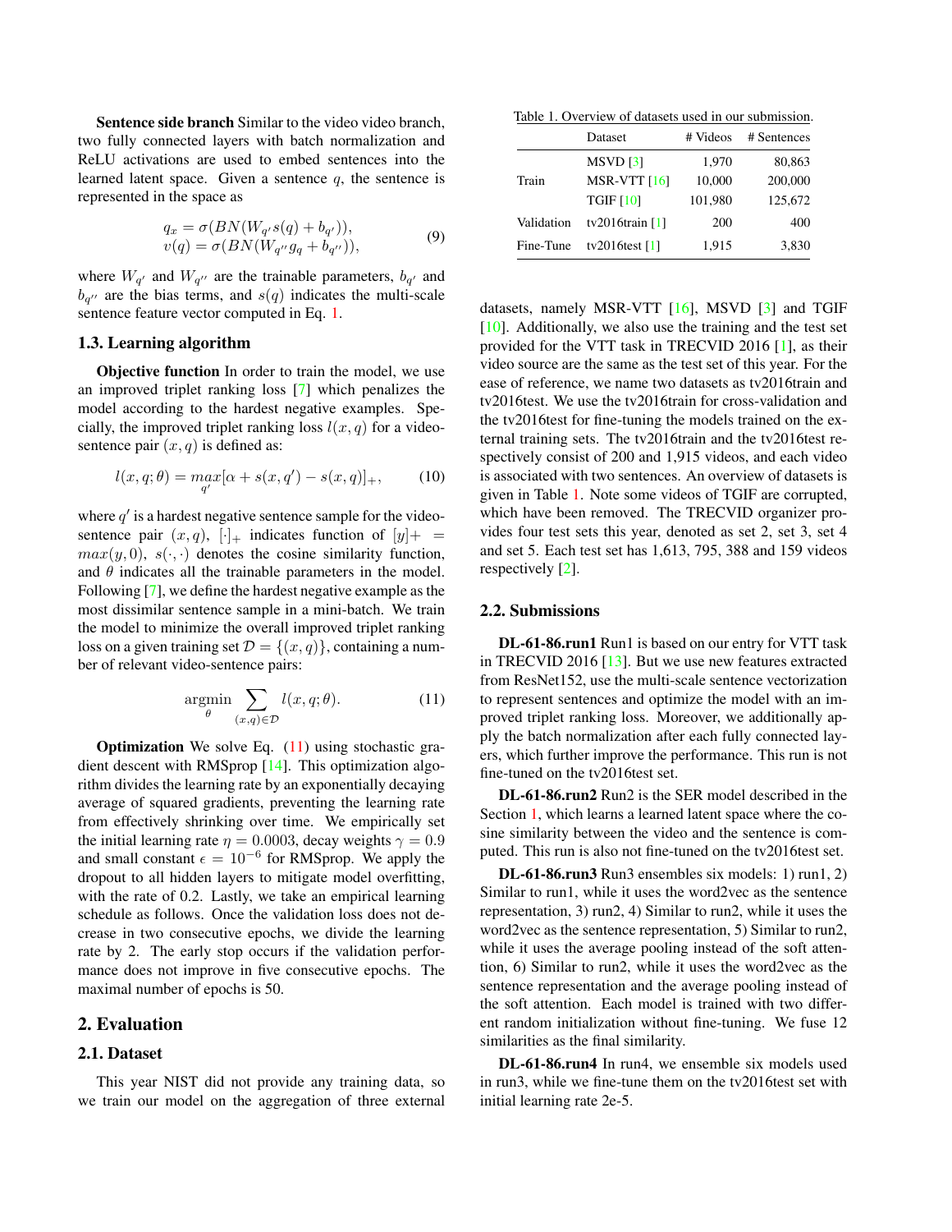**Sentence side branch** Similar to the video video branch, two fully connected layers with batch normalization and ReLU activations are used to embed sentences into the learned latent space. Given a sentence $q$, the sentence is represented in the space as

$$
\begin{aligned}
q_x &= \sigma(BN(W_{q'}s(q) + b_{q'})), \\
v(q) &= \sigma(BN(W_{q''}g_q + b_{q''})),
\end{aligned} \tag{9}
$$

where $W_{q'}$ and $W_{q''}$ are the trainable parameters, $b_{q'}$ and $b_{q''}$ are the bias terms, and $s(q)$ indicates the multi-scale sentence feature vector computed in Eq. 1.

### 1.3. Learning algorithm

**Objective function** In order to train the model, we use an improved triplet ranking loss [7] which penalizes the model according to the hardest negative examples. Specially, the improved triplet ranking loss $l(x, q)$ for a video-sentence pair $(x, q)$ is defined as:

$$
l(x, q; \theta) = \max_{q'}[\alpha + s(x, q') - s(x, q)]_+, \tag{10}
$$

where $q'$ is a hardest negative sentence sample for the video-sentence pair $(x, q)$, $[\cdot]_+$ indicates function of $[y]+ = max(y, 0)$, $s(\cdot, \cdot)$ denotes the cosine similarity function, and $\theta$ indicates all the trainable parameters in the model. Following [7], we define the hardest negative example as the most dissimilar sentence sample in a mini-batch. We train the model to minimize the overall improved triplet ranking loss on a given training set $\mathcal{D} = \{(x, q)\}$, containing a number of relevant video-sentence pairs:

$$
\underset{\theta}{\text{argmin}} \sum_{(x,q)\in\mathcal{D}} l(x, q; \theta). \tag{11}
$$

**Optimization** We solve Eq. (11) using stochastic gradient descent with RMSprop [14]. This optimization algorithm divides the learning rate by an exponentially decaying average of squared gradients, preventing the learning rate from effectively shrinking over time. We empirically set the initial learning rate $\eta = 0.0003$, decay weights $\gamma = 0.9$ and small constant $\epsilon = 10^{-6}$ for RMSprop. We apply the dropout to all hidden layers to mitigate model overfitting, with the rate of 0.2. Lastly, we take an empirical learning schedule as follows. Once the validation loss does not decrease in two consecutive epochs, we divide the learning rate by 2. The early stop occurs if the validation performance does not improve in five consecutive epochs. The maximal number of epochs is 50.

## 2. Evaluation

### 2.1. Dataset

This year NIST did not provide any training data, so we train our model on the aggregation of three external datasets, namely MSR-VTT [16], MSVD [3] and TGIF [10]. Additionally, we also use the training and the test set provided for the VTT task in TRECVID 2016 [1], as their video source are the same as the test set of this year. For the ease of reference, we name two datasets as tv2016train and tv2016test. We use the tv2016train for cross-validation and the tv2016test for fine-tuning the models trained on the external training sets. The tv2016train and the tv2016test respectively consist of 200 and 1,915 videos, and each video is associated with two sentences. An overview of datasets is given in Table 1. Note some videos of TGIF are corrupted, which have been removed. The TRECVID organizer provides four test sets this year, denoted as set 2, set 3, set 4 and set 5. Each test set has 1,613, 795, 388 and 159 videos respectively [2].

Table 1. Overview of datasets used in our submission.

| | Dataset | # Videos | # Sentences |
|---|---|---|---|
| Train | MSVD [3] | 1,970 | 80,863 |
| | MSR-VTT [16] | 10,000 | 200,000 |
| | TGIF [10] | 101,980 | 125,672 |
| Validation | tv2016train [1] | 200 | 400 |
| Fine-Tune | tv2016test [1] | 1,915 | 3,830 |

### 2.2. Submissions

**DL-61-86.run1** Run1 is based on our entry for VTT task in TRECVID 2016 [13]. But we use new features extracted from ResNet152, use the multi-scale sentence vectorization to represent sentences and optimize the model with an improved triplet ranking loss. Moreover, we additionally apply the batch normalization after each fully connected layers, which further improve the performance. This run is not fine-tuned on the tv2016test set.

**DL-61-86.run2** Run2 is the SER model described in the Section 1, which learns a learned latent space where the cosine similarity between the video and the sentence is computed. This run is also not fine-tuned on the tv2016test set.

**DL-61-86.run3** Run3 ensembles six models: 1) run1, 2) Similar to run1, while it uses the word2vec as the sentence representation, 3) run2, 4) Similar to run2, while it uses the word2vec as the sentence representation, 5) Similar to run2, while it uses the average pooling instead of the soft attention, 6) Similar to run2, while it uses the word2vec as the sentence representation and the average pooling instead of the soft attention. Each model is trained with two different random initialization without fine-tuning. We fuse 12 similarities as the final similarity.

**DL-61-86.run4** In run4, we ensemble six models used in run3, while we fine-tune them on the tv2016test set with initial learning rate 2e-5.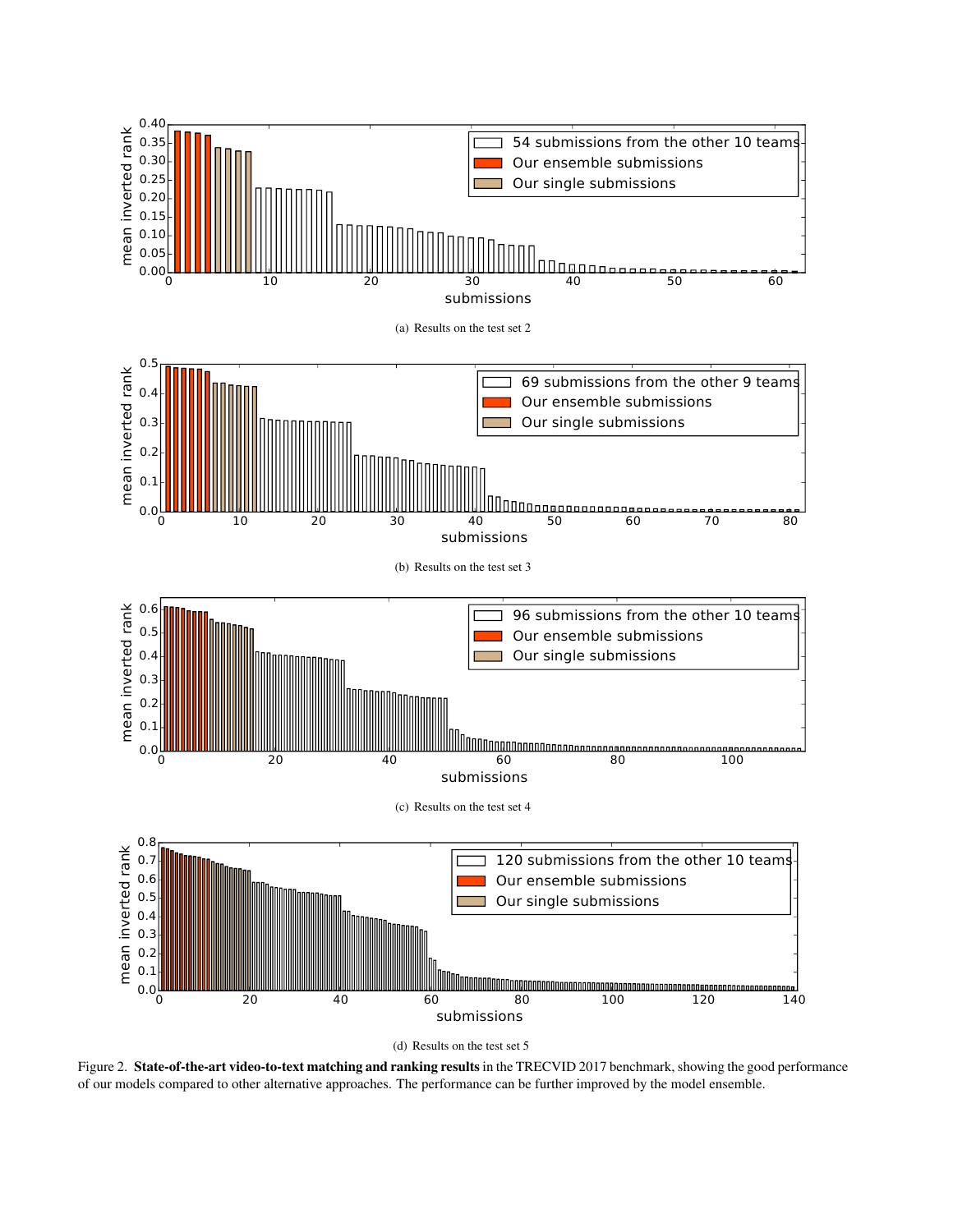(a) Results on the test set 2

(b) Results on the test set 3

(c) Results on the test set 4

(d) Results on the test set 5

Figure 2. **State-of-the-art video-to-text matching and ranking results** in the TRECVID 2017 benchmark, showing the good performance of our models compared to other alternative approaches. The performance can be further improved by the model ensemble.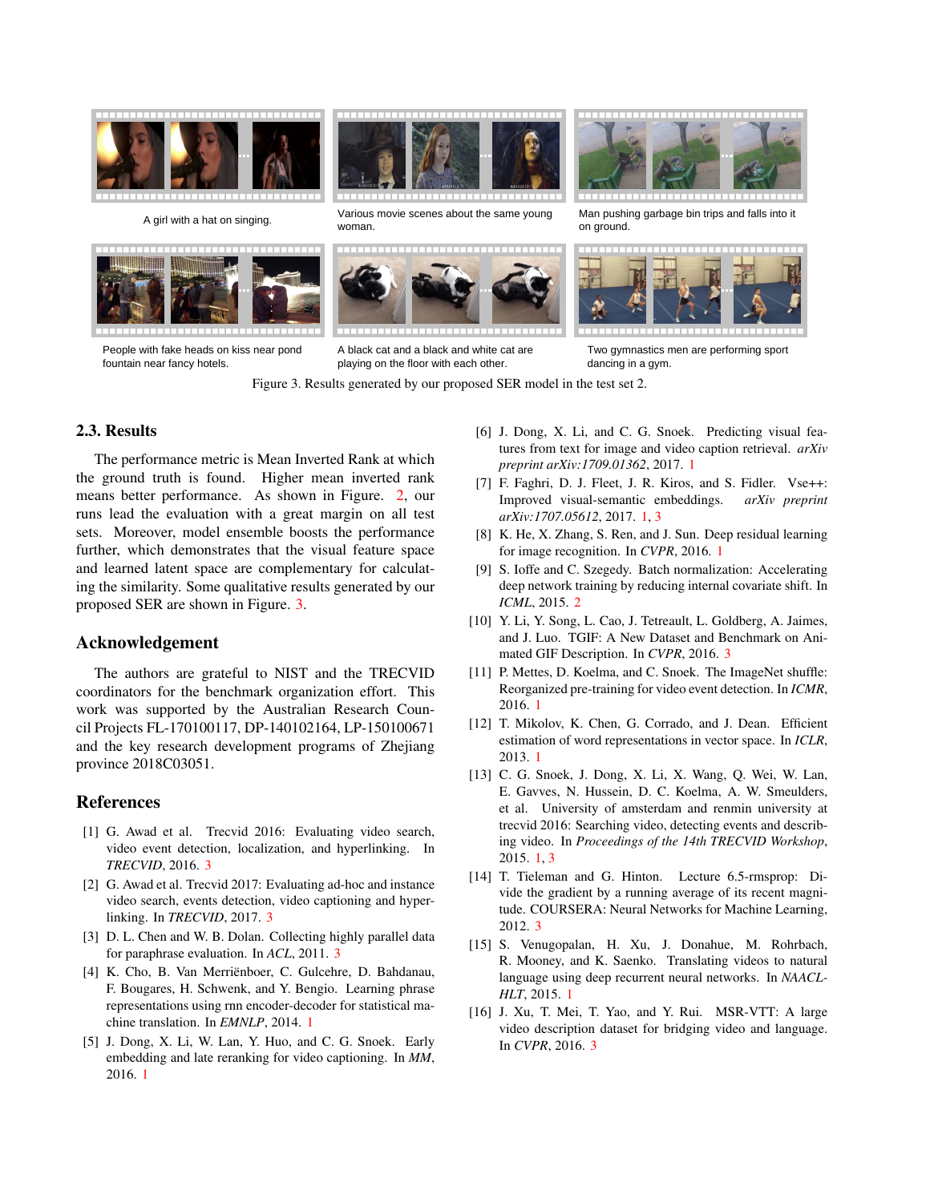A girl with a hat on singing.

Various movie scenes about the same young woman.

Man pushing garbage bin trips and falls into it on ground.

People with fake heads on kiss near pond fountain near fancy hotels.

A black cat and a black and white cat are playing on the floor with each other.

Two gymnastics men are performing sport dancing in a gym.

Figure 3. Results generated by our proposed SER model in the test set 2.

## 2.3. Results

The performance metric is Mean Inverted Rank at which the ground truth is found. Higher mean inverted rank means better performance. As shown in Figure. 2, our runs lead the evaluation with a great margin on all test sets. Moreover, model ensemble boosts the performance further, which demonstrates that the visual feature space and learned latent space are complementary for calculating the similarity. Some qualitative results generated by our proposed SER are shown in Figure. 3.

## Acknowledgement

The authors are grateful to NIST and the TRECVID coordinators for the benchmark organization effort. This work was supported by the Australian Research Council Projects FL-170100117, DP-140102164, LP-150100671 and the key research development programs of Zhejiang province 2018C03051.

## References

[1] G. Awad et al. Trecvid 2016: Evaluating video search, video event detection, localization, and hyperlinking. In *TRECVID*, 2016. 3

[2] G. Awad et al. Trecvid 2017: Evaluating ad-hoc and instance video search, events detection, video captioning and hyperlinking. In *TRECVID*, 2017. 3

[3] D. L. Chen and W. B. Dolan. Collecting highly parallel data for paraphrase evaluation. In *ACL*, 2011. 3

[4] K. Cho, B. Van Merriënboer, C. Gulcehre, D. Bahdanau, F. Bougares, H. Schwenk, and Y. Bengio. Learning phrase representations using rnn encoder-decoder for statistical machine translation. In *EMNLP*, 2014. 1

[5] J. Dong, X. Li, W. Lan, Y. Huo, and C. G. Snoek. Early embedding and late reranking for video captioning. In *MM*, 2016. 1

[6] J. Dong, X. Li, and C. G. Snoek. Predicting visual features from text for image and video caption retrieval. *arXiv preprint arXiv:1709.01362*, 2017. 1

[7] F. Faghri, D. J. Fleet, J. R. Kiros, and S. Fidler. Vse++: Improved visual-semantic embeddings. *arXiv preprint arXiv:1707.05612*, 2017. 1, 3

[8] K. He, X. Zhang, S. Ren, and J. Sun. Deep residual learning for image recognition. In *CVPR*, 2016. 1

[9] S. Ioffe and C. Szegedy. Batch normalization: Accelerating deep network training by reducing internal covariate shift. In *ICML*, 2015. 2

[10] Y. Li, Y. Song, L. Cao, J. Tetreault, L. Goldberg, A. Jaimes, and J. Luo. TGIF: A New Dataset and Benchmark on Animated GIF Description. In *CVPR*, 2016. 3

[11] P. Mettes, D. Koelma, and C. Snoek. The ImageNet shuffle: Reorganized pre-training for video event detection. In *ICMR*, 2016. 1

[12] T. Mikolov, K. Chen, G. Corrado, and J. Dean. Efficient estimation of word representations in vector space. In *ICLR*, 2013. 1

[13] C. G. Snoek, J. Dong, X. Li, X. Wang, Q. Wei, W. Lan, E. Gavves, N. Hussein, D. C. Koelma, A. W. Smeulders, et al. University of amsterdam and renmin university at trecvid 2016: Searching video, detecting events and describing video. In *Proceedings of the 14th TRECVID Workshop*, 2015. 1, 3

[14] T. Tieleman and G. Hinton. Lecture 6.5-rmsprop: Divide the gradient by a running average of its recent magnitude. COURSERA: Neural Networks for Machine Learning, 2012. 3

[15] S. Venugopalan, H. Xu, J. Donahue, M. Rohrbach, R. Mooney, and K. Saenko. Translating videos to natural language using deep recurrent neural networks. In *NAACL-HLT*, 2015. 1

[16] J. Xu, T. Mei, T. Yao, and Y. Rui. MSR-VTT: A large video description dataset for bridging video and language. In *CVPR*, 2016. 3